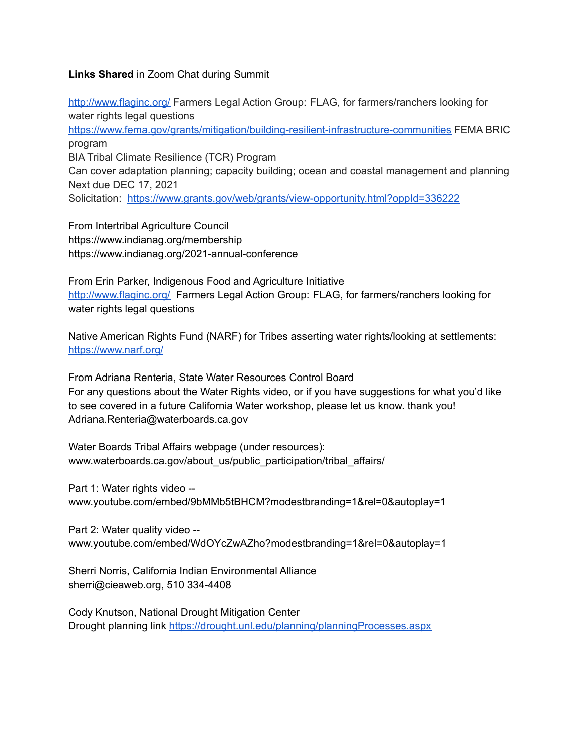**Links Shared** in Zoom Chat during Summit

[http://www.flaginc.org/](http://www.flaginc.org/) Farmers Legal Action Group: FLAG, for farmers/ranchers looking for water rights legal questions
[https://www.fema.gov/grants/mitigation/building-resilient-infrastructure-communities](https://www.fema.gov/grants/mitigation/building-resilient-infrastructure-communities) FEMA BRIC program
BIA Tribal Climate Resilience (TCR) Program
Can cover adaptation planning; capacity building; ocean and coastal management and planning
Next due DEC 17, 2021
Solicitation: [https://www.grants.gov/web/grants/view-opportunity.html?oppId=336222](https://www.grants.gov/web/grants/view-opportunity.html?oppId=336222)

From Intertribal Agriculture Council
https://www.indianag.org/membership
https://www.indianag.org/2021-annual-conference

From Erin Parker, Indigenous Food and Agriculture Initiative
[http://www.flaginc.org/](http://www.flaginc.org/) Farmers Legal Action Group: FLAG, for farmers/ranchers looking for water rights legal questions

Native American Rights Fund (NARF) for Tribes asserting water rights/looking at settlements: [https://www.narf.org/](https://www.narf.org/)

From Adriana Renteria, State Water Resources Control Board
For any questions about the Water Rights video, or if you have suggestions for what you'd like to see covered in a future California Water workshop, please let us know. thank you!
Adriana.Renteria@waterboards.ca.gov

Water Boards Tribal Affairs webpage (under resources):
www.waterboards.ca.gov/about_us/public_participation/tribal_affairs/

Part 1: Water rights video --
www.youtube.com/embed/9bMMb5tBHCM?modestbranding=1&rel=0&autoplay=1

Part 2: Water quality video --
www.youtube.com/embed/WdOYcZwAZho?modestbranding=1&rel=0&autoplay=1

Sherri Norris, California Indian Environmental Alliance
sherri@cieaweb.org, 510 334-4408

Cody Knutson, National Drought Mitigation Center
Drought planning link [https://drought.unl.edu/planning/planningProcesses.aspx](https://drought.unl.edu/planning/planningProcesses.aspx)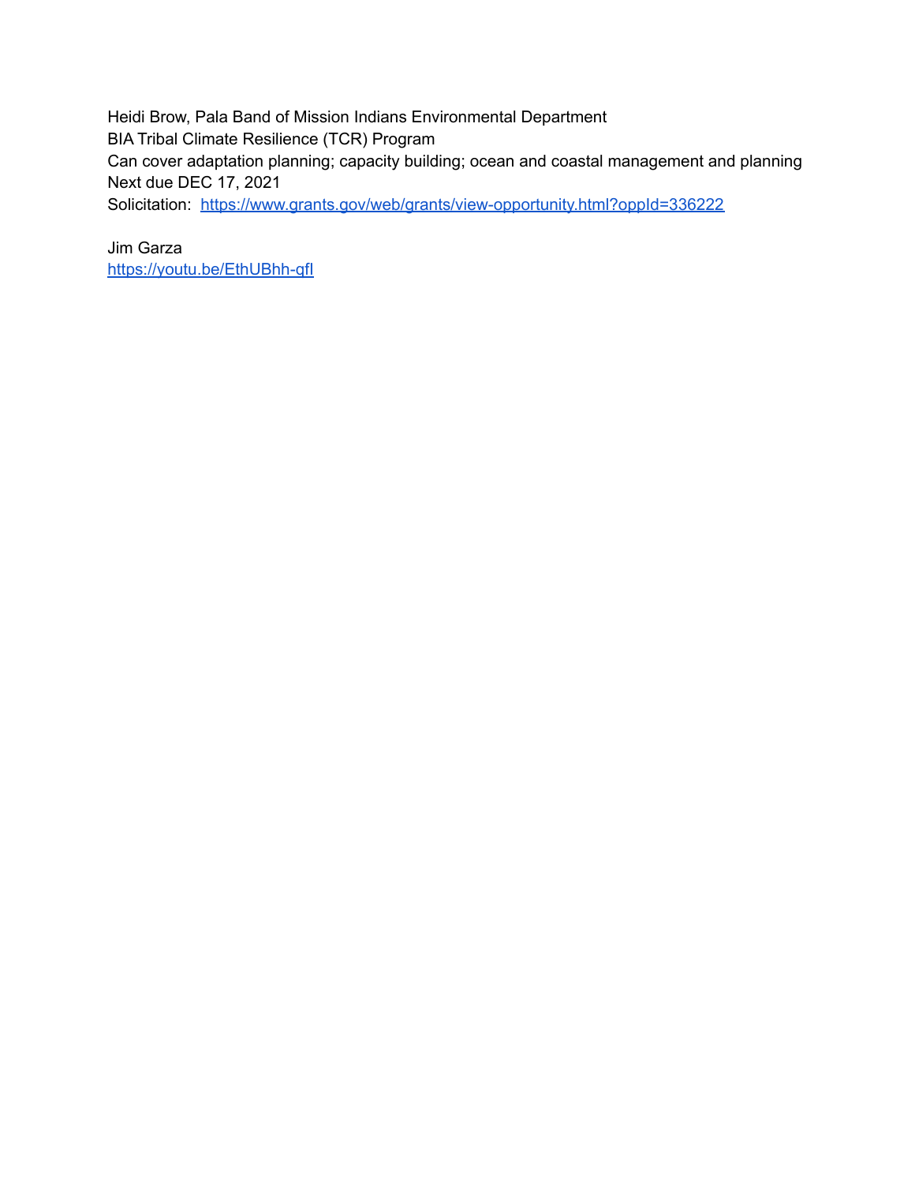Heidi Brow, Pala Band of Mission Indians Environmental Department
BIA Tribal Climate Resilience (TCR) Program
Can cover adaptation planning; capacity building; ocean and coastal management and planning
Next due DEC 17, 2021
Solicitation: https://www.grants.gov/web/grants/view-opportunity.html?oppId=336222

Jim Garza
https://youtu.be/EthUBhh-qfI